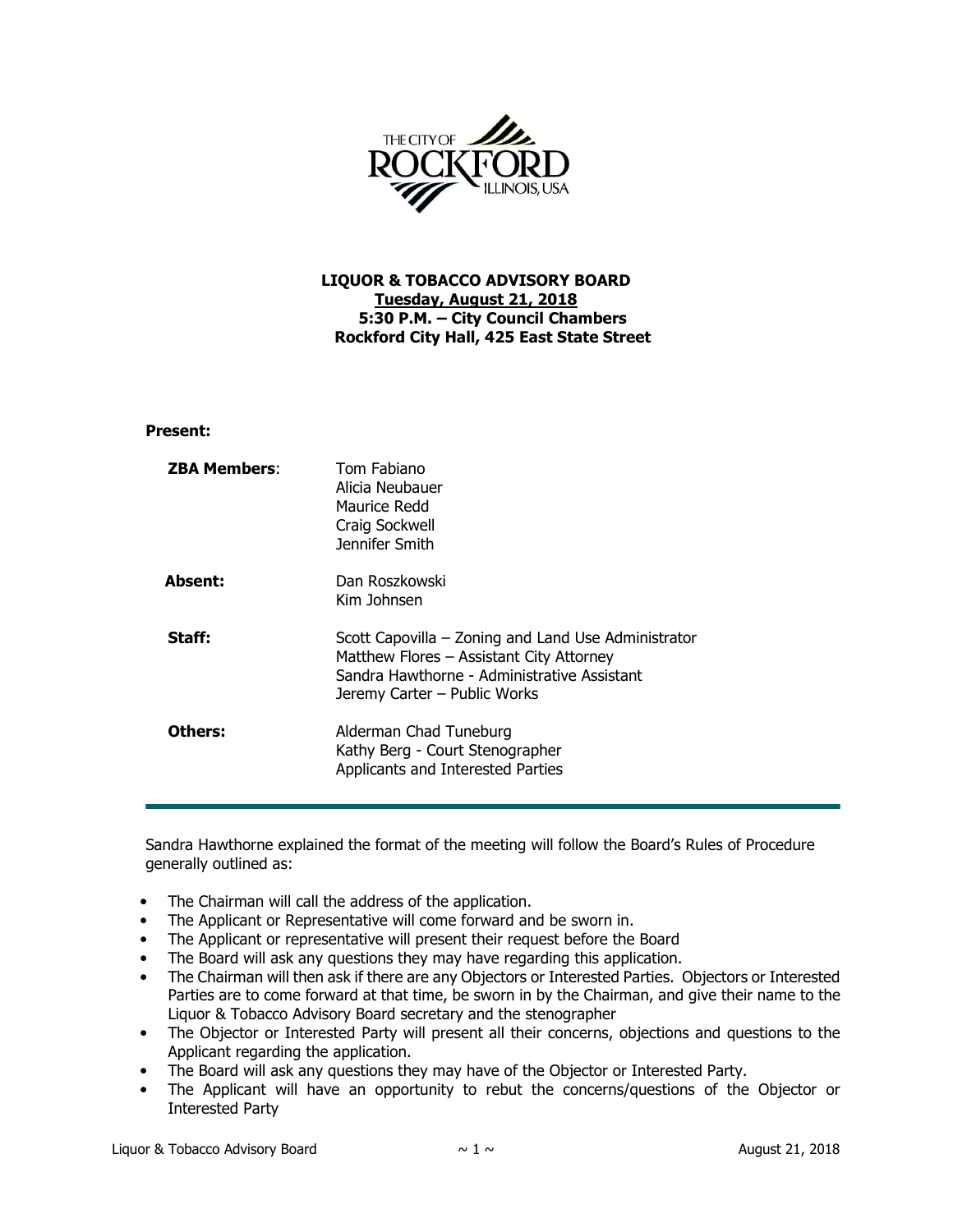# LIQUOR & TOBACCO ADVISORY BOARD

**Tuesday, August 21, 2018**

**5:30 P.M. – City Council Chambers**

**Rockford City Hall, 425 East State Street**

**Present:**

| | |
|---|---|
| **ZBA Members**: | Tom Fabiano<br>Alicia Neubauer<br>Maurice Redd<br>Craig Sockwell<br>Jennifer Smith |
| **Absent:** | Dan Roszkowski<br>Kim Johnsen |
| **Staff:** | Scott Capovilla – Zoning and Land Use Administrator<br>Matthew Flores – Assistant City Attorney<br>Sandra Hawthorne - Administrative Assistant<br>Jeremy Carter – Public Works |
| **Others:** | Alderman Chad Tuneburg<br>Kathy Berg - Court Stenographer<br>Applicants and Interested Parties |

---

Sandra Hawthorne explained the format of the meeting will follow the Board's Rules of Procedure generally outlined as:

- The Chairman will call the address of the application.
- The Applicant or Representative will come forward and be sworn in.
- The Applicant or representative will present their request before the Board
- The Board will ask any questions they may have regarding this application.
- The Chairman will then ask if there are any Objectors or Interested Parties. Objectors or Interested Parties are to come forward at that time, be sworn in by the Chairman, and give their name to the Liquor & Tobacco Advisory Board secretary and the stenographer
- The Objector or Interested Party will present all their concerns, objections and questions to the Applicant regarding the application.
- The Board will ask any questions they may have of the Objector or Interested Party.
- The Applicant will have an opportunity to rebut the concerns/questions of the Objector or Interested Party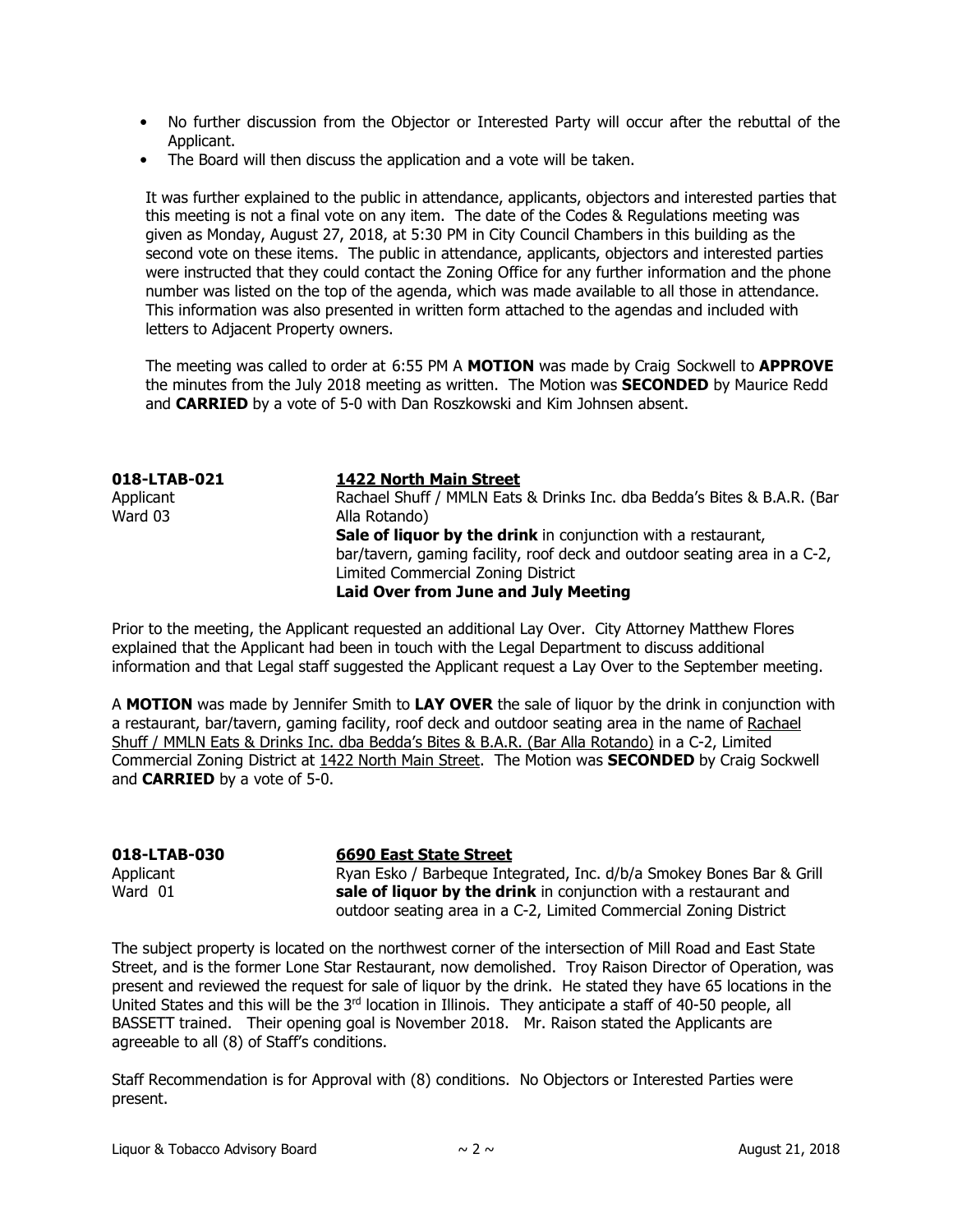- No further discussion from the Objector or Interested Party will occur after the rebuttal of the Applicant.
- The Board will then discuss the application and a vote will be taken.

It was further explained to the public in attendance, applicants, objectors and interested parties that this meeting is not a final vote on any item. The date of the Codes & Regulations meeting was given as Monday, August 27, 2018, at 5:30 PM in City Council Chambers in this building as the second vote on these items. The public in attendance, applicants, objectors and interested parties were instructed that they could contact the Zoning Office for any further information and the phone number was listed on the top of the agenda, which was made available to all those in attendance. This information was also presented in written form attached to the agendas and included with letters to Adjacent Property owners.

The meeting was called to order at 6:55 PM A **MOTION** was made by Craig Sockwell to **APPROVE** the minutes from the July 2018 meeting as written. The Motion was **SECONDED** by Maurice Redd and **CARRIED** by a vote of 5-0 with Dan Roszkowski and Kim Johnsen absent.

**018-LTAB-021** — **1422 North Main Street**
Applicant — Rachael Shuff / MMLN Eats & Drinks Inc. dba Bedda's Bites & B.A.R. (Bar Alla Rotando)
Ward 03 — **Sale of liquor by the drink** in conjunction with a restaurant, bar/tavern, gaming facility, roof deck and outdoor seating area in a C-2, Limited Commercial Zoning District
**Laid Over from June and July Meeting**

Prior to the meeting, the Applicant requested an additional Lay Over. City Attorney Matthew Flores explained that the Applicant had been in touch with the Legal Department to discuss additional information and that Legal staff suggested the Applicant request a Lay Over to the September meeting.

A **MOTION** was made by Jennifer Smith to **LAY OVER** the sale of liquor by the drink in conjunction with a restaurant, bar/tavern, gaming facility, roof deck and outdoor seating area in the name of Rachael Shuff / MMLN Eats & Drinks Inc. dba Bedda's Bites & B.A.R. (Bar Alla Rotando) in a C-2, Limited Commercial Zoning District at 1422 North Main Street. The Motion was **SECONDED** by Craig Sockwell and **CARRIED** by a vote of 5-0.

**018-LTAB-030** — **6690 East State Street**
Applicant — Ryan Esko / Barbeque Integrated, Inc. d/b/a Smokey Bones Bar & Grill
Ward 01 — **sale of liquor by the drink** in conjunction with a restaurant and outdoor seating area in a C-2, Limited Commercial Zoning District

The subject property is located on the northwest corner of the intersection of Mill Road and East State Street, and is the former Lone Star Restaurant, now demolished. Troy Raison Director of Operation, was present and reviewed the request for sale of liquor by the drink. He stated they have 65 locations in the United States and this will be the 3rd location in Illinois. They anticipate a staff of 40-50 people, all BASSETT trained. Their opening goal is November 2018. Mr. Raison stated the Applicants are agreeable to all (8) of Staff's conditions.

Staff Recommendation is for Approval with (8) conditions. No Objectors or Interested Parties were present.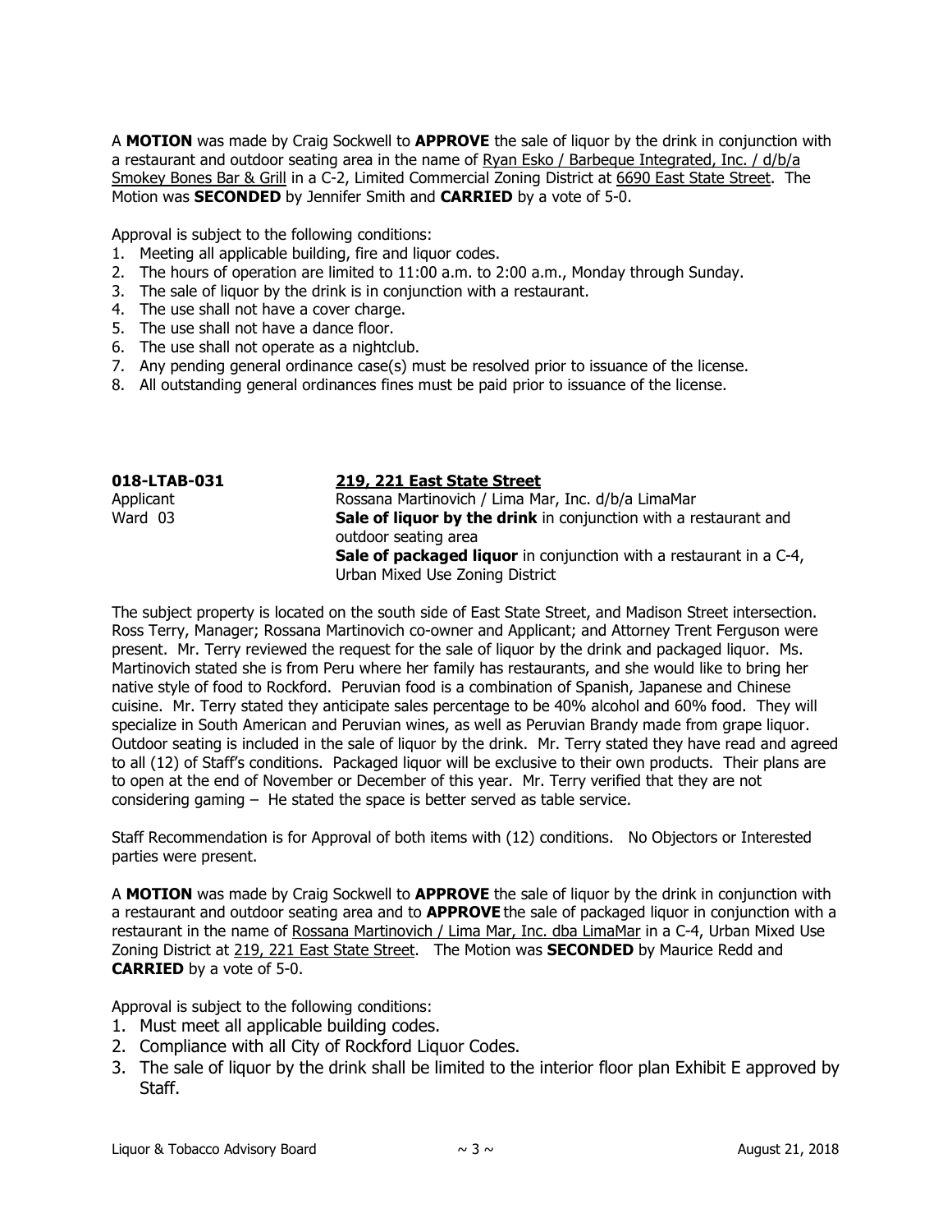A **MOTION** was made by Craig Sockwell to **APPROVE** the sale of liquor by the drink in conjunction with a restaurant and outdoor seating area in the name of Ryan Esko / Barbeque Integrated, Inc. / d/b/a Smokey Bones Bar & Grill in a C-2, Limited Commercial Zoning District at 6690 East State Street. The Motion was **SECONDED** by Jennifer Smith and **CARRIED** by a vote of 5-0.

Approval is subject to the following conditions:

1. Meeting all applicable building, fire and liquor codes.
2. The hours of operation are limited to 11:00 a.m. to 2:00 a.m., Monday through Sunday.
3. The sale of liquor by the drink is in conjunction with a restaurant.
4. The use shall not have a cover charge.
5. The use shall not have a dance floor.
6. The use shall not operate as a nightclub.
7. Any pending general ordinance case(s) must be resolved prior to issuance of the license.
8. All outstanding general ordinances fines must be paid prior to issuance of the license.

**018-LTAB-031** — **219, 221 East State Street**

Applicant — Rossana Martinovich / Lima Mar, Inc. d/b/a LimaMar

Ward 03 — **Sale of liquor by the drink** in conjunction with a restaurant and outdoor seating area
**Sale of packaged liquor** in conjunction with a restaurant in a C-4, Urban Mixed Use Zoning District

The subject property is located on the south side of East State Street, and Madison Street intersection. Ross Terry, Manager; Rossana Martinovich co-owner and Applicant; and Attorney Trent Ferguson were present. Mr. Terry reviewed the request for the sale of liquor by the drink and packaged liquor. Ms. Martinovich stated she is from Peru where her family has restaurants, and she would like to bring her native style of food to Rockford. Peruvian food is a combination of Spanish, Japanese and Chinese cuisine. Mr. Terry stated they anticipate sales percentage to be 40% alcohol and 60% food. They will specialize in South American and Peruvian wines, as well as Peruvian Brandy made from grape liquor. Outdoor seating is included in the sale of liquor by the drink. Mr. Terry stated they have read and agreed to all (12) of Staff's conditions. Packaged liquor will be exclusive to their own products. Their plans are to open at the end of November or December of this year. Mr. Terry verified that they are not considering gaming – He stated the space is better served as table service.

Staff Recommendation is for Approval of both items with (12) conditions. No Objectors or Interested parties were present.

A **MOTION** was made by Craig Sockwell to **APPROVE** the sale of liquor by the drink in conjunction with a restaurant and outdoor seating area and to **APPROVE** the sale of packaged liquor in conjunction with a restaurant in the name of Rossana Martinovich / Lima Mar, Inc. dba LimaMar in a C-4, Urban Mixed Use Zoning District at 219, 221 East State Street. The Motion was **SECONDED** by Maurice Redd and **CARRIED** by a vote of 5-0.

Approval is subject to the following conditions:

1. Must meet all applicable building codes.
2. Compliance with all City of Rockford Liquor Codes.
3. The sale of liquor by the drink shall be limited to the interior floor plan Exhibit E approved by Staff.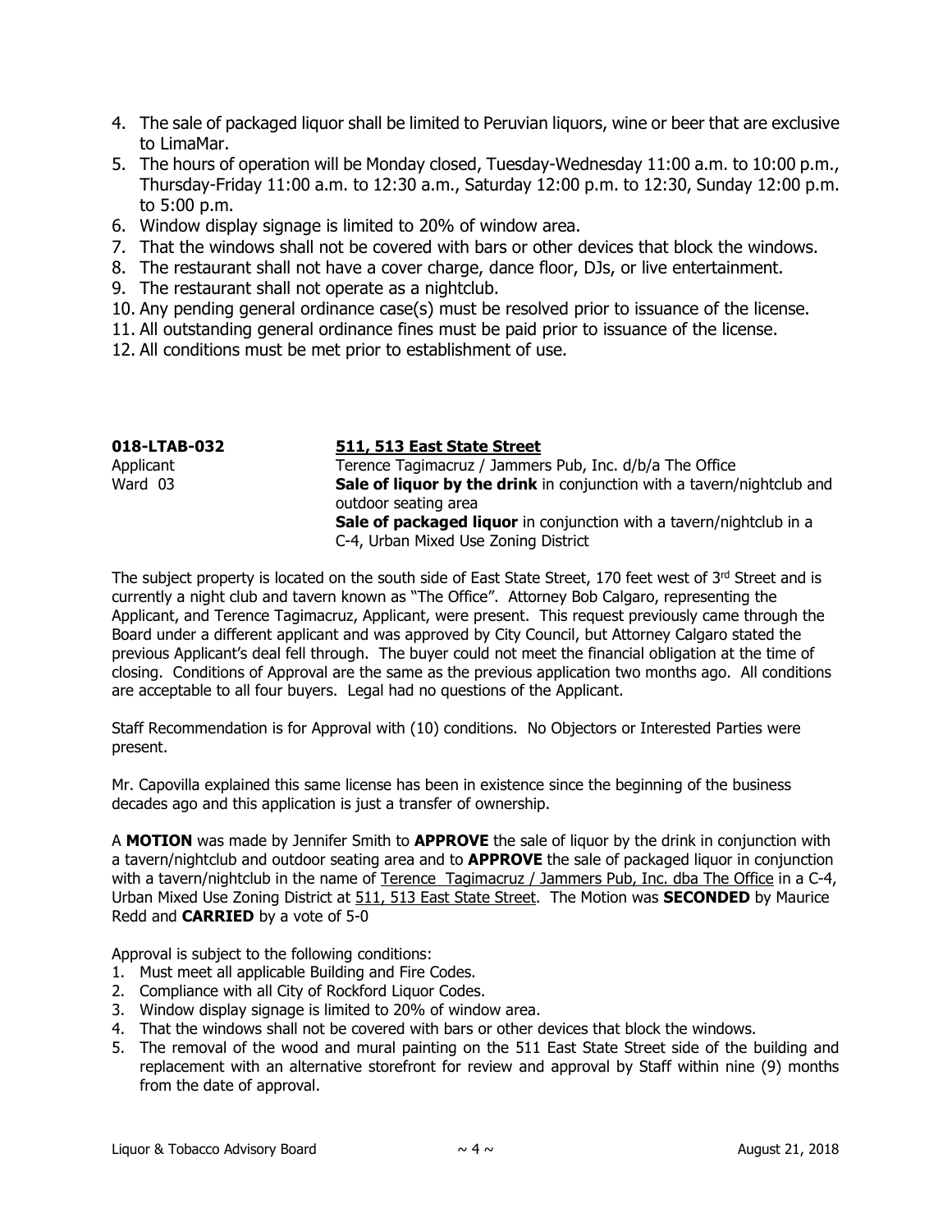4. The sale of packaged liquor shall be limited to Peruvian liquors, wine or beer that are exclusive to LimaMar.
5. The hours of operation will be Monday closed, Tuesday-Wednesday 11:00 a.m. to 10:00 p.m., Thursday-Friday 11:00 a.m. to 12:30 a.m., Saturday 12:00 p.m. to 12:30, Sunday 12:00 p.m. to 5:00 p.m.
6. Window display signage is limited to 20% of window area.
7. That the windows shall not be covered with bars or other devices that block the windows.
8. The restaurant shall not have a cover charge, dance floor, DJs, or live entertainment.
9. The restaurant shall not operate as a nightclub.
10. Any pending general ordinance case(s) must be resolved prior to issuance of the license.
11. All outstanding general ordinance fines must be paid prior to issuance of the license.
12. All conditions must be met prior to establishment of use.

**018-LTAB-032** **511, 513 East State Street**

Applicant: Terence Tagimacruz / Jammers Pub, Inc. d/b/a The Office

Ward 03: **Sale of liquor by the drink** in conjunction with a tavern/nightclub and outdoor seating area
**Sale of packaged liquor** in conjunction with a tavern/nightclub in a C-4, Urban Mixed Use Zoning District

The subject property is located on the south side of East State Street, 170 feet west of 3rd Street and is currently a night club and tavern known as "The Office". Attorney Bob Calgaro, representing the Applicant, and Terence Tagimacruz, Applicant, were present. This request previously came through the Board under a different applicant and was approved by City Council, but Attorney Calgaro stated the previous Applicant's deal fell through. The buyer could not meet the financial obligation at the time of closing. Conditions of Approval are the same as the previous application two months ago. All conditions are acceptable to all four buyers. Legal had no questions of the Applicant.

Staff Recommendation is for Approval with (10) conditions. No Objectors or Interested Parties were present.

Mr. Capovilla explained this same license has been in existence since the beginning of the business decades ago and this application is just a transfer of ownership.

A **MOTION** was made by Jennifer Smith to **APPROVE** the sale of liquor by the drink in conjunction with a tavern/nightclub and outdoor seating area and to **APPROVE** the sale of packaged liquor in conjunction with a tavern/nightclub in the name of Terence Tagimacruz / Jammers Pub, Inc. dba The Office in a C-4, Urban Mixed Use Zoning District at 511, 513 East State Street. The Motion was **SECONDED** by Maurice Redd and **CARRIED** by a vote of 5-0

Approval is subject to the following conditions:

1. Must meet all applicable Building and Fire Codes.
2. Compliance with all City of Rockford Liquor Codes.
3. Window display signage is limited to 20% of window area.
4. That the windows shall not be covered with bars or other devices that block the windows.
5. The removal of the wood and mural painting on the 511 East State Street side of the building and replacement with an alternative storefront for review and approval by Staff within nine (9) months from the date of approval.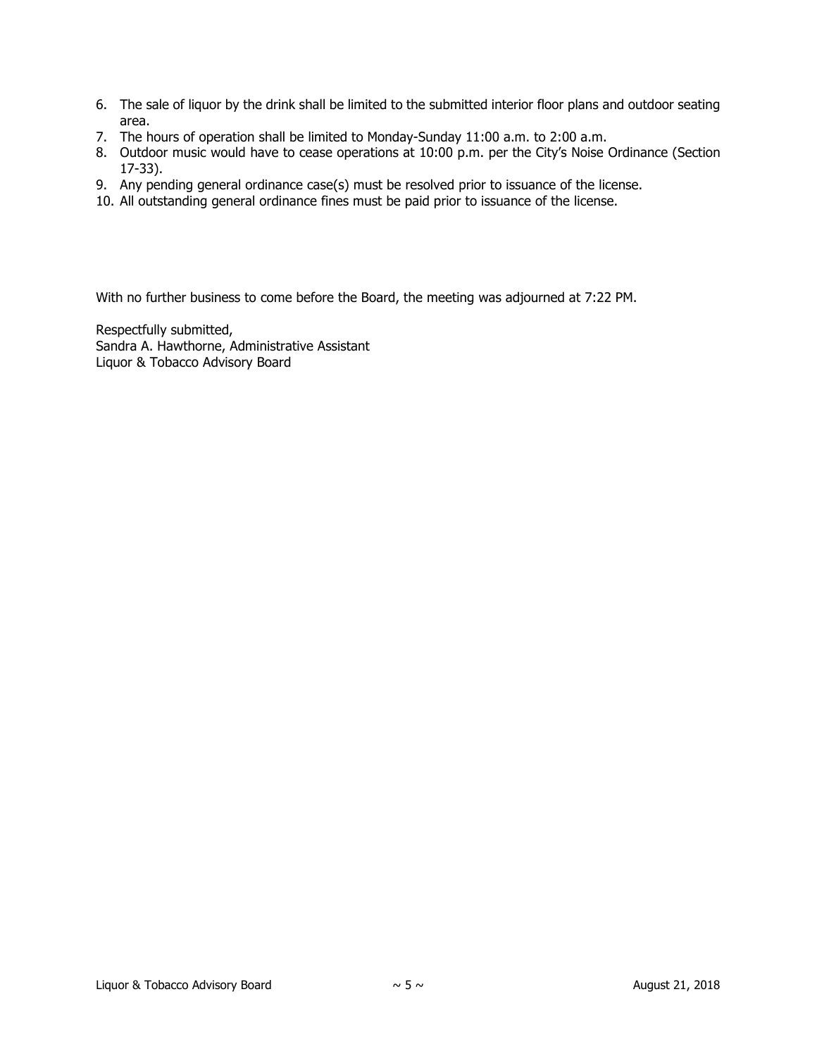6. The sale of liquor by the drink shall be limited to the submitted interior floor plans and outdoor seating area.
7. The hours of operation shall be limited to Monday-Sunday 11:00 a.m. to 2:00 a.m.
8. Outdoor music would have to cease operations at 10:00 p.m. per the City's Noise Ordinance (Section 17-33).
9. Any pending general ordinance case(s) must be resolved prior to issuance of the license.
10. All outstanding general ordinance fines must be paid prior to issuance of the license.

With no further business to come before the Board, the meeting was adjourned at 7:22 PM.

Respectfully submitted,
Sandra A. Hawthorne, Administrative Assistant
Liquor & Tobacco Advisory Board